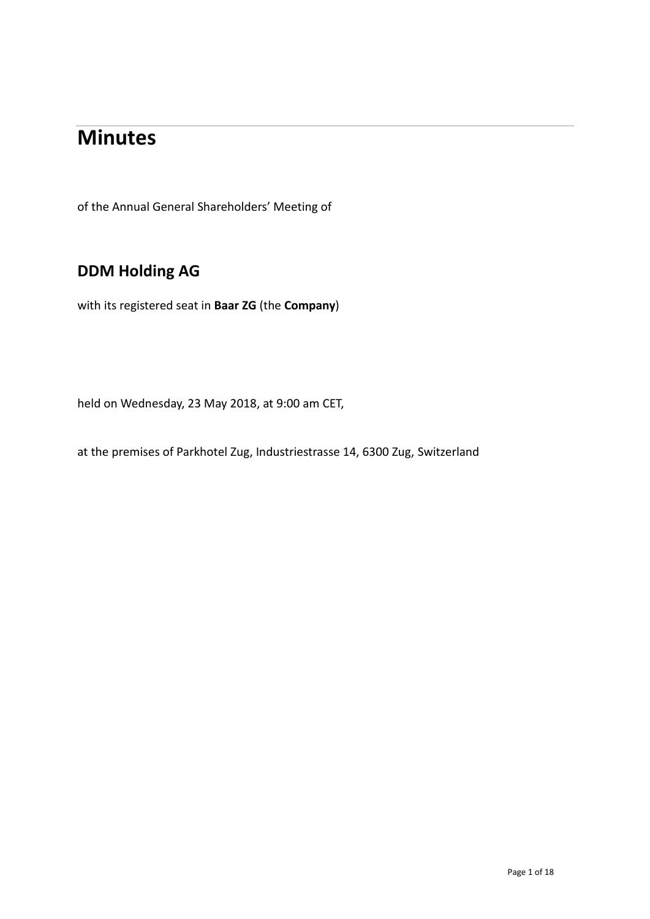# Minutes

of the Annual General Shareholders' Meeting of

## DDM Holding AG

with its registered seat in **Baar ZG** (the **Company**)

held on Wednesday, 23 May 2018, at 9:00 am CET,

at the premises of Parkhotel Zug, Industriestrasse 14, 6300 Zug, Switzerland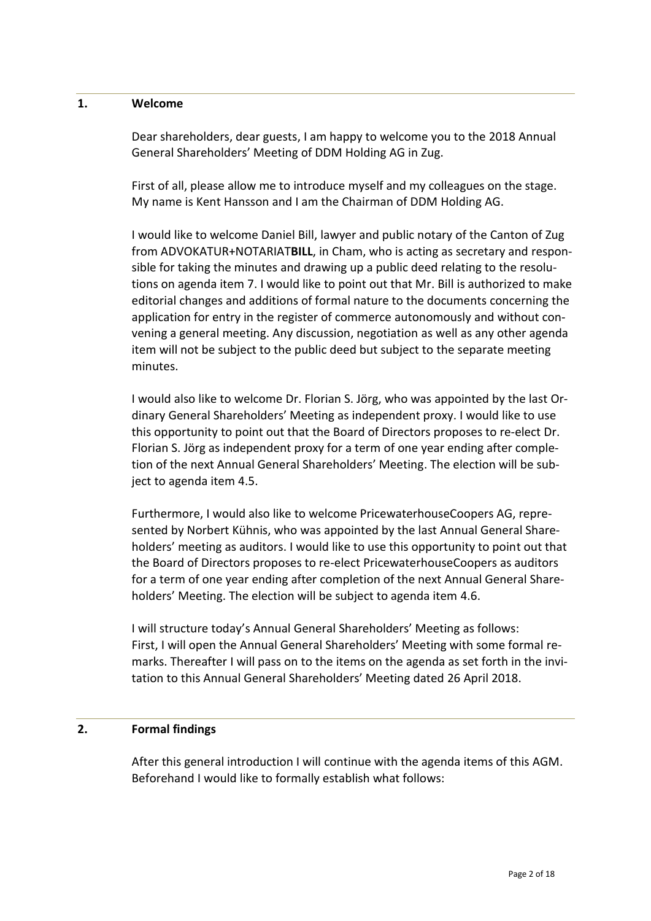## 1. Welcome

Dear shareholders, dear guests, I am happy to welcome you to the 2018 Annual General Shareholders' Meeting of DDM Holding AG in Zug.

First of all, please allow me to introduce myself and my colleagues on the stage. My name is Kent Hansson and I am the Chairman of DDM Holding AG.

I would like to welcome Daniel Bill, lawyer and public notary of the Canton of Zug from ADVOKATUR+NOTARIAT**BILL**, in Cham, who is acting as secretary and responsible for taking the minutes and drawing up a public deed relating to the resolutions on agenda item 7. I would like to point out that Mr. Bill is authorized to make editorial changes and additions of formal nature to the documents concerning the application for entry in the register of commerce autonomously and without convening a general meeting. Any discussion, negotiation as well as any other agenda item will not be subject to the public deed but subject to the separate meeting minutes.

I would also like to welcome Dr. Florian S. Jörg, who was appointed by the last Ordinary General Shareholders' Meeting as independent proxy. I would like to use this opportunity to point out that the Board of Directors proposes to re-elect Dr. Florian S. Jörg as independent proxy for a term of one year ending after completion of the next Annual General Shareholders' Meeting. The election will be subject to agenda item 4.5.

Furthermore, I would also like to welcome PricewaterhouseCoopers AG, represented by Norbert Kühnis, who was appointed by the last Annual General Shareholders' meeting as auditors. I would like to use this opportunity to point out that the Board of Directors proposes to re-elect PricewaterhouseCoopers as auditors for a term of one year ending after completion of the next Annual General Shareholders' Meeting. The election will be subject to agenda item 4.6.

I will structure today's Annual General Shareholders' Meeting as follows: First, I will open the Annual General Shareholders' Meeting with some formal remarks. Thereafter I will pass on to the items on the agenda as set forth in the invitation to this Annual General Shareholders' Meeting dated 26 April 2018.

## 2. Formal findings

After this general introduction I will continue with the agenda items of this AGM. Beforehand I would like to formally establish what follows: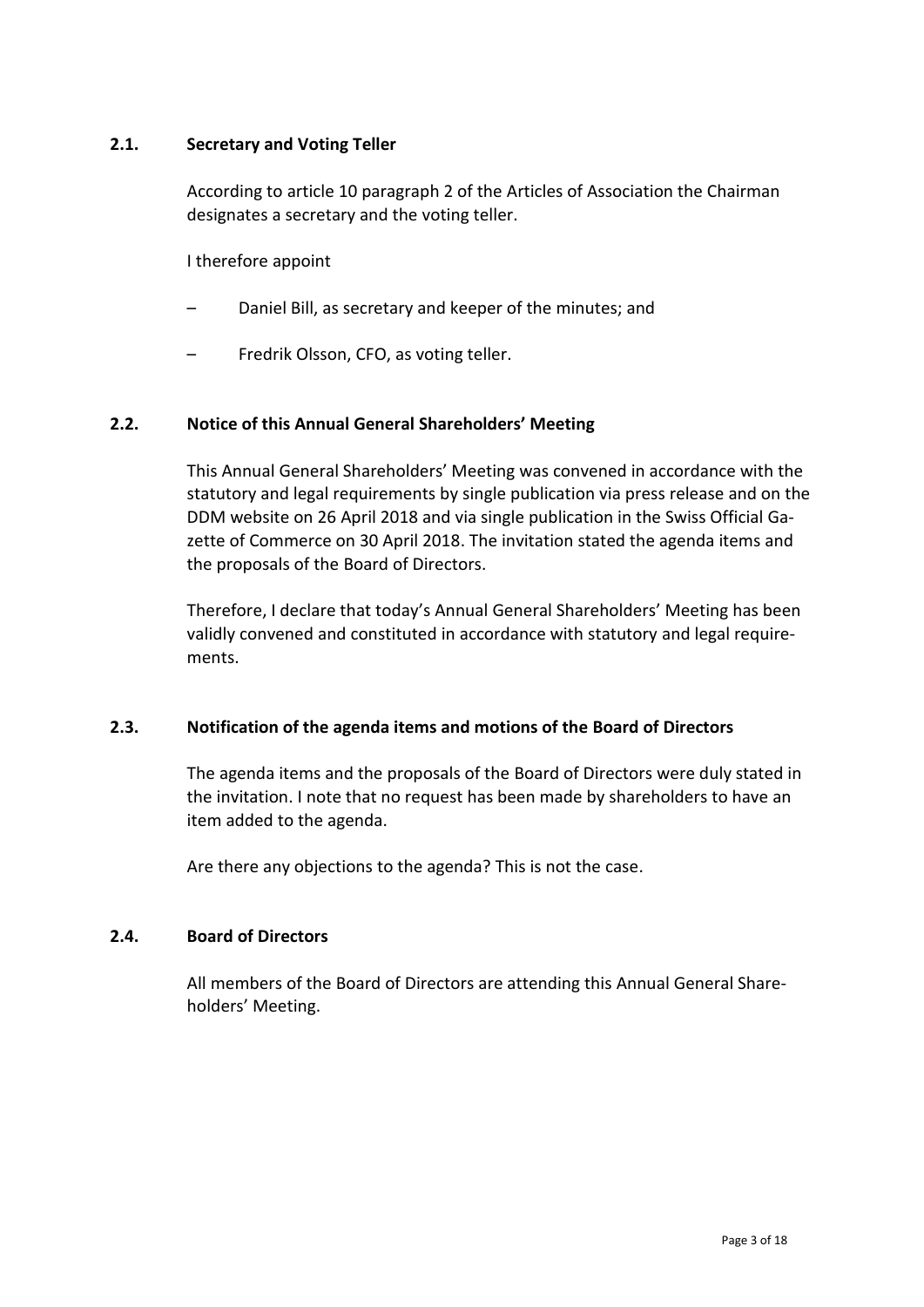### 2.1. Secretary and Voting Teller

According to article 10 paragraph 2 of the Articles of Association the Chairman designates a secretary and the voting teller.

I therefore appoint

– Daniel Bill, as secretary and keeper of the minutes; and

– Fredrik Olsson, CFO, as voting teller.

### 2.2. Notice of this Annual General Shareholders' Meeting

This Annual General Shareholders' Meeting was convened in accordance with the statutory and legal requirements by single publication via press release and on the DDM website on 26 April 2018 and via single publication in the Swiss Official Gazette of Commerce on 30 April 2018. The invitation stated the agenda items and the proposals of the Board of Directors.

Therefore, I declare that today's Annual General Shareholders' Meeting has been validly convened and constituted in accordance with statutory and legal requirements.

### 2.3. Notification of the agenda items and motions of the Board of Directors

The agenda items and the proposals of the Board of Directors were duly stated in the invitation. I note that no request has been made by shareholders to have an item added to the agenda.

Are there any objections to the agenda? This is not the case.

### 2.4. Board of Directors

All members of the Board of Directors are attending this Annual General Shareholders' Meeting.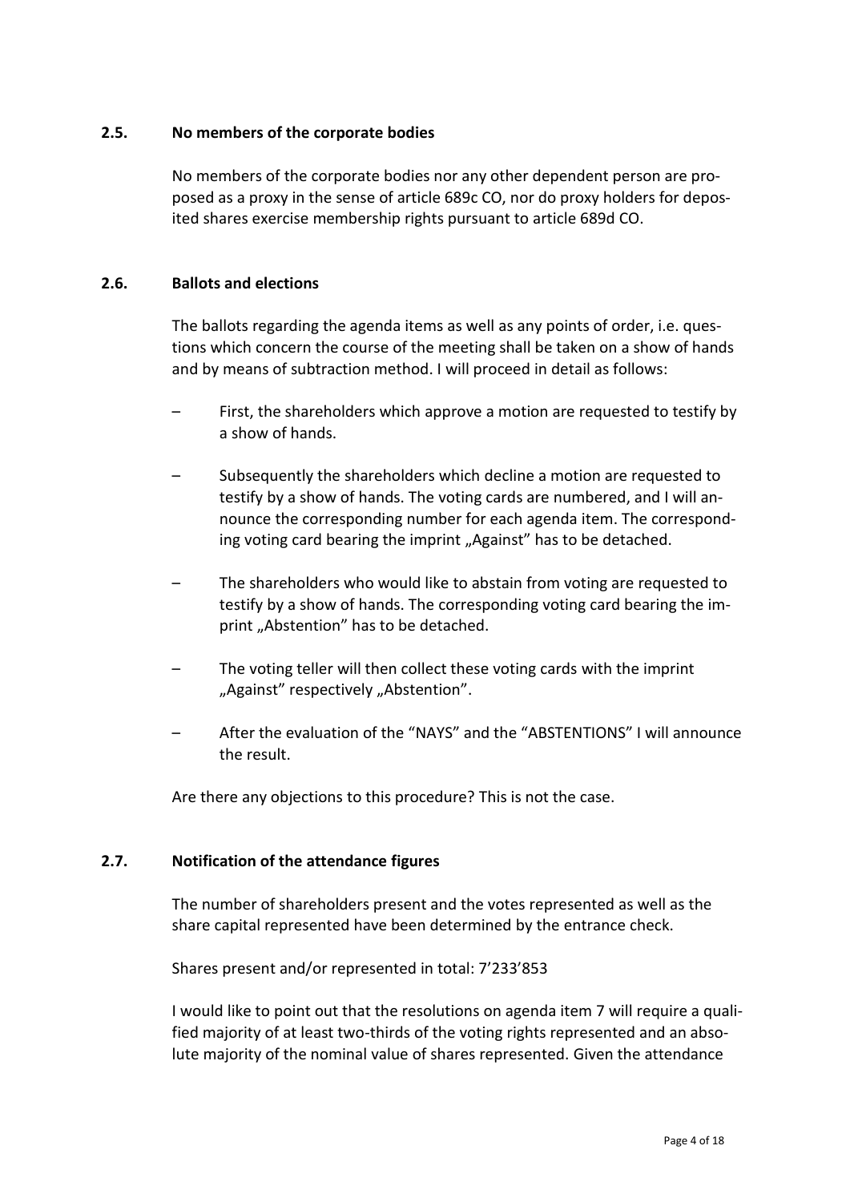### 2.5. No members of the corporate bodies

No members of the corporate bodies nor any other dependent person are proposed as a proxy in the sense of article 689c CO, nor do proxy holders for deposited shares exercise membership rights pursuant to article 689d CO.

### 2.6. Ballots and elections

The ballots regarding the agenda items as well as any points of order, i.e. questions which concern the course of the meeting shall be taken on a show of hands and by means of subtraction method. I will proceed in detail as follows:

- First, the shareholders which approve a motion are requested to testify by a show of hands.
- Subsequently the shareholders which decline a motion are requested to testify by a show of hands. The voting cards are numbered, and I will announce the corresponding number for each agenda item. The corresponding voting card bearing the imprint „Against" has to be detached.
- The shareholders who would like to abstain from voting are requested to testify by a show of hands. The corresponding voting card bearing the imprint „Abstention" has to be detached.
- The voting teller will then collect these voting cards with the imprint „Against" respectively „Abstention".
- After the evaluation of the "NAYS" and the "ABSTENTIONS" I will announce the result.

Are there any objections to this procedure? This is not the case.

### 2.7. Notification of the attendance figures

The number of shareholders present and the votes represented as well as the share capital represented have been determined by the entrance check.

Shares present and/or represented in total: 7'233'853

I would like to point out that the resolutions on agenda item 7 will require a qualified majority of at least two-thirds of the voting rights represented and an absolute majority of the nominal value of shares represented. Given the attendance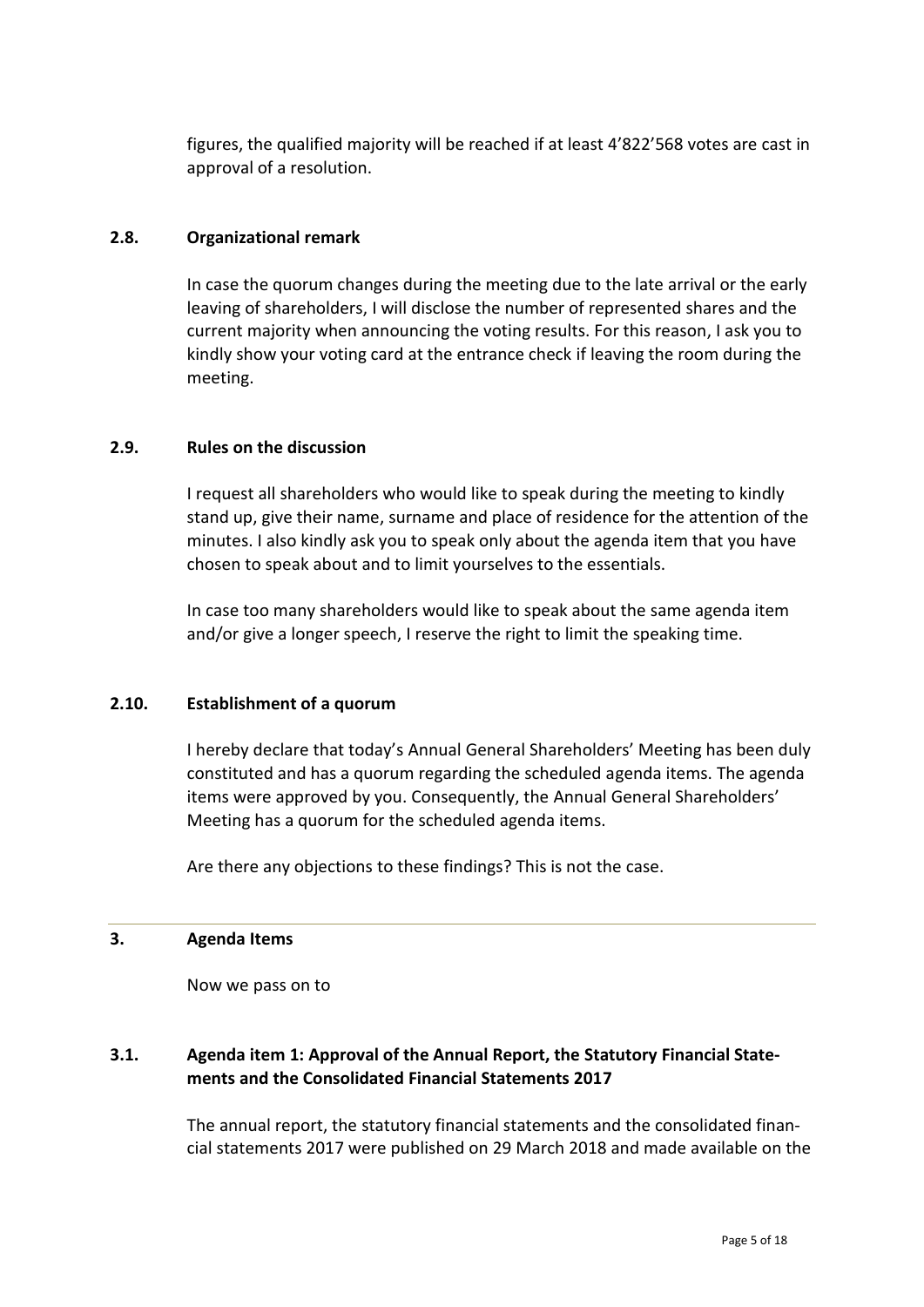figures, the qualified majority will be reached if at least 4'822'568 votes are cast in approval of a resolution.

### 2.8. Organizational remark

In case the quorum changes during the meeting due to the late arrival or the early leaving of shareholders, I will disclose the number of represented shares and the current majority when announcing the voting results. For this reason, I ask you to kindly show your voting card at the entrance check if leaving the room during the meeting.

### 2.9. Rules on the discussion

I request all shareholders who would like to speak during the meeting to kindly stand up, give their name, surname and place of residence for the attention of the minutes. I also kindly ask you to speak only about the agenda item that you have chosen to speak about and to limit yourselves to the essentials.

In case too many shareholders would like to speak about the same agenda item and/or give a longer speech, I reserve the right to limit the speaking time.

### 2.10. Establishment of a quorum

I hereby declare that today's Annual General Shareholders' Meeting has been duly constituted and has a quorum regarding the scheduled agenda items. The agenda items were approved by you. Consequently, the Annual General Shareholders' Meeting has a quorum for the scheduled agenda items.

Are there any objections to these findings? This is not the case.

## 3. Agenda Items

Now we pass on to

### 3.1. Agenda item 1: Approval of the Annual Report, the Statutory Financial Statements and the Consolidated Financial Statements 2017

The annual report, the statutory financial statements and the consolidated financial statements 2017 were published on 29 March 2018 and made available on the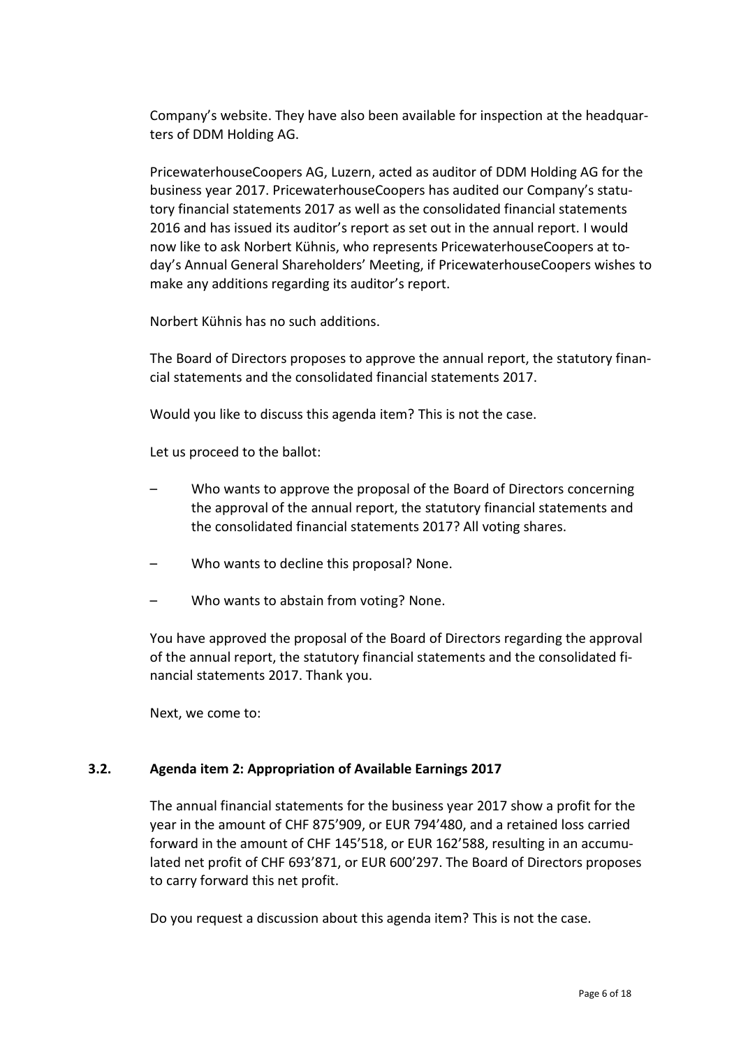Company's website. They have also been available for inspection at the headquarters of DDM Holding AG.

PricewaterhouseCoopers AG, Luzern, acted as auditor of DDM Holding AG for the business year 2017. PricewaterhouseCoopers has audited our Company's statutory financial statements 2017 as well as the consolidated financial statements 2016 and has issued its auditor's report as set out in the annual report. I would now like to ask Norbert Kühnis, who represents PricewaterhouseCoopers at today's Annual General Shareholders' Meeting, if PricewaterhouseCoopers wishes to make any additions regarding its auditor's report.

Norbert Kühnis has no such additions.

The Board of Directors proposes to approve the annual report, the statutory financial statements and the consolidated financial statements 2017.

Would you like to discuss this agenda item? This is not the case.

Let us proceed to the ballot:

– Who wants to approve the proposal of the Board of Directors concerning the approval of the annual report, the statutory financial statements and the consolidated financial statements 2017? All voting shares.

– Who wants to decline this proposal? None.

– Who wants to abstain from voting? None.

You have approved the proposal of the Board of Directors regarding the approval of the annual report, the statutory financial statements and the consolidated financial statements 2017. Thank you.

Next, we come to:

### 3.2. Agenda item 2: Appropriation of Available Earnings 2017

The annual financial statements for the business year 2017 show a profit for the year in the amount of CHF 875'909, or EUR 794'480, and a retained loss carried forward in the amount of CHF 145'518, or EUR 162'588, resulting in an accumulated net profit of CHF 693'871, or EUR 600'297. The Board of Directors proposes to carry forward this net profit.

Do you request a discussion about this agenda item? This is not the case.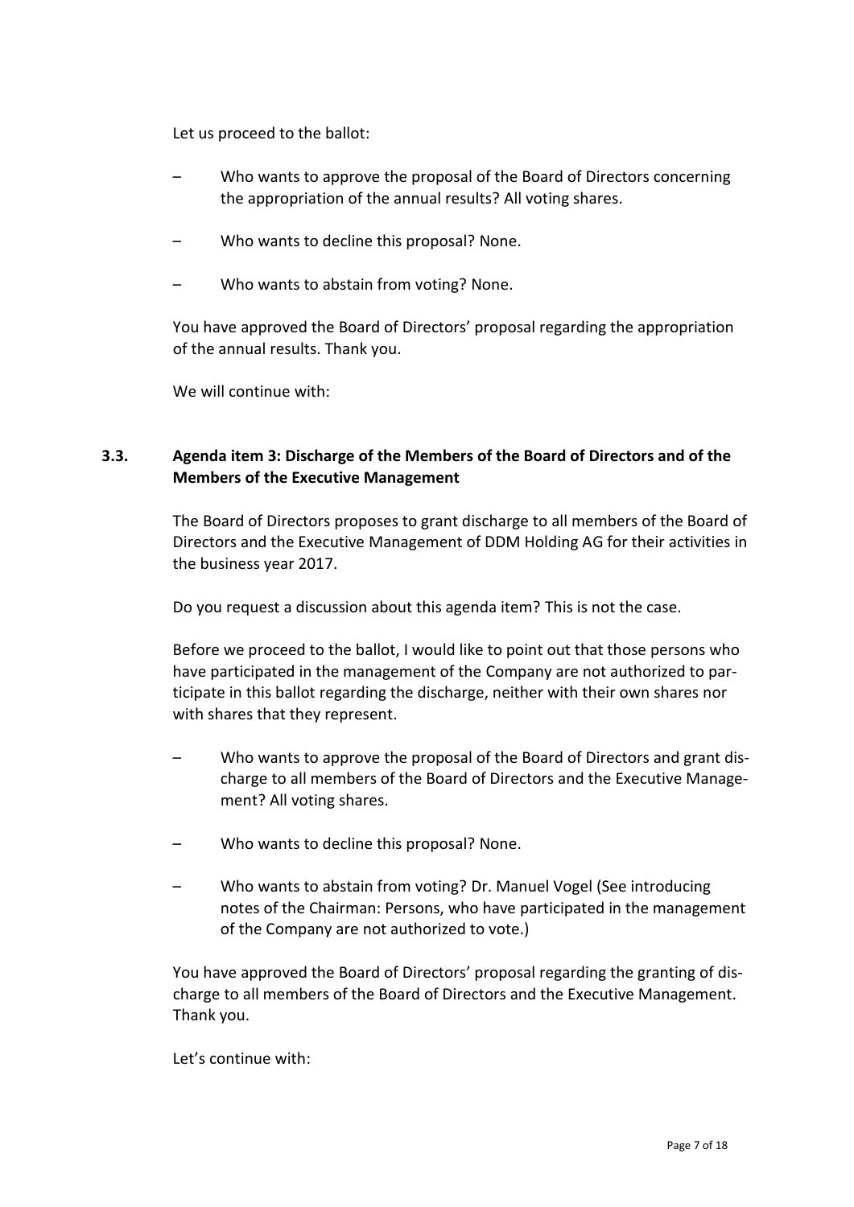Let us proceed to the ballot:

- Who wants to approve the proposal of the Board of Directors concerning the appropriation of the annual results? All voting shares.
- Who wants to decline this proposal? None.
- Who wants to abstain from voting? None.

You have approved the Board of Directors' proposal regarding the appropriation of the annual results. Thank you.

We will continue with:

### 3.3. Agenda item 3: Discharge of the Members of the Board of Directors and of the Members of the Executive Management

The Board of Directors proposes to grant discharge to all members of the Board of Directors and the Executive Management of DDM Holding AG for their activities in the business year 2017.

Do you request a discussion about this agenda item? This is not the case.

Before we proceed to the ballot, I would like to point out that those persons who have participated in the management of the Company are not authorized to participate in this ballot regarding the discharge, neither with their own shares nor with shares that they represent.

- Who wants to approve the proposal of the Board of Directors and grant discharge to all members of the Board of Directors and the Executive Management? All voting shares.
- Who wants to decline this proposal? None.
- Who wants to abstain from voting? Dr. Manuel Vogel (See introducing notes of the Chairman: Persons, who have participated in the management of the Company are not authorized to vote.)

You have approved the Board of Directors' proposal regarding the granting of discharge to all members of the Board of Directors and the Executive Management. Thank you.

Let's continue with: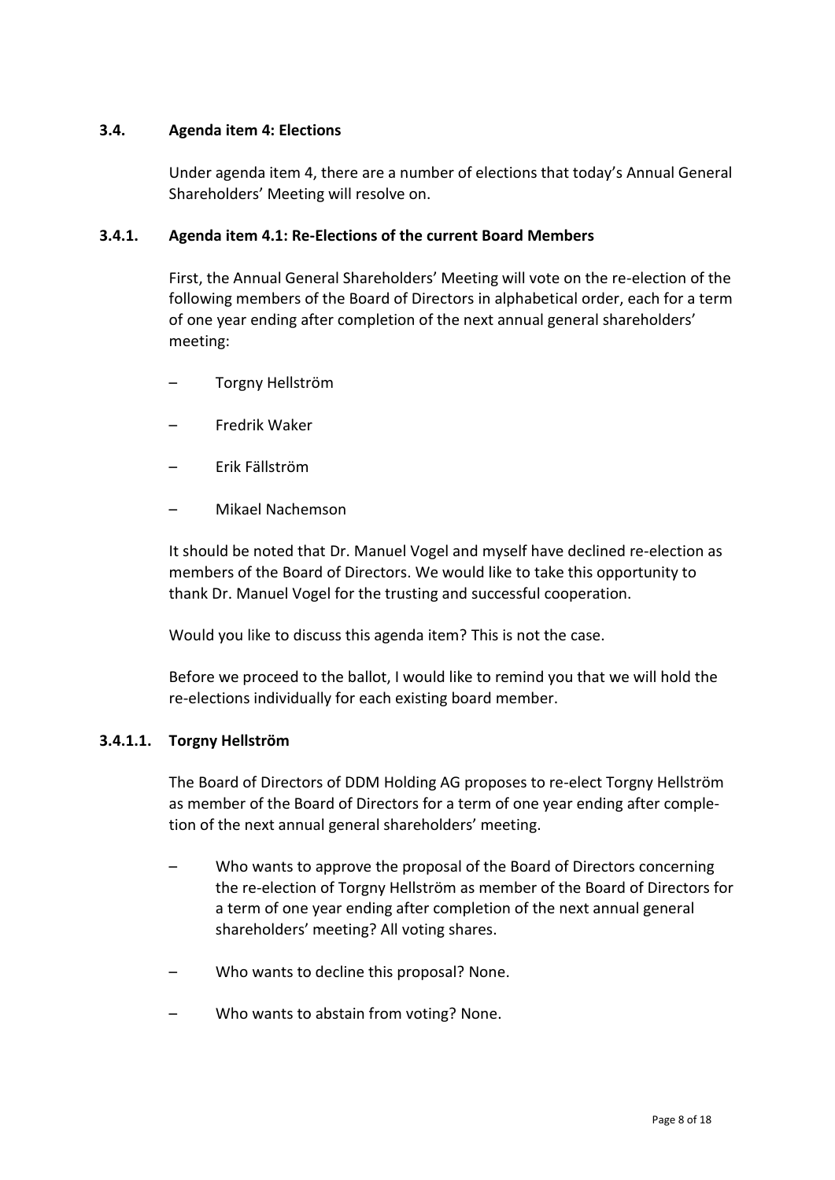### 3.4. Agenda item 4: Elections

Under agenda item 4, there are a number of elections that today's Annual General Shareholders' Meeting will resolve on.

#### 3.4.1. Agenda item 4.1: Re-Elections of the current Board Members

First, the Annual General Shareholders' Meeting will vote on the re-election of the following members of the Board of Directors in alphabetical order, each for a term of one year ending after completion of the next annual general shareholders' meeting:

– Torgny Hellström

– Fredrik Waker

– Erik Fällström

– Mikael Nachemson

It should be noted that Dr. Manuel Vogel and myself have declined re-election as members of the Board of Directors. We would like to take this opportunity to thank Dr. Manuel Vogel for the trusting and successful cooperation.

Would you like to discuss this agenda item? This is not the case.

Before we proceed to the ballot, I would like to remind you that we will hold the re-elections individually for each existing board member.

##### 3.4.1.1. Torgny Hellström

The Board of Directors of DDM Holding AG proposes to re-elect Torgny Hellström as member of the Board of Directors for a term of one year ending after completion of the next annual general shareholders' meeting.

– Who wants to approve the proposal of the Board of Directors concerning the re-election of Torgny Hellström as member of the Board of Directors for a term of one year ending after completion of the next annual general shareholders' meeting? All voting shares.

– Who wants to decline this proposal? None.

– Who wants to abstain from voting? None.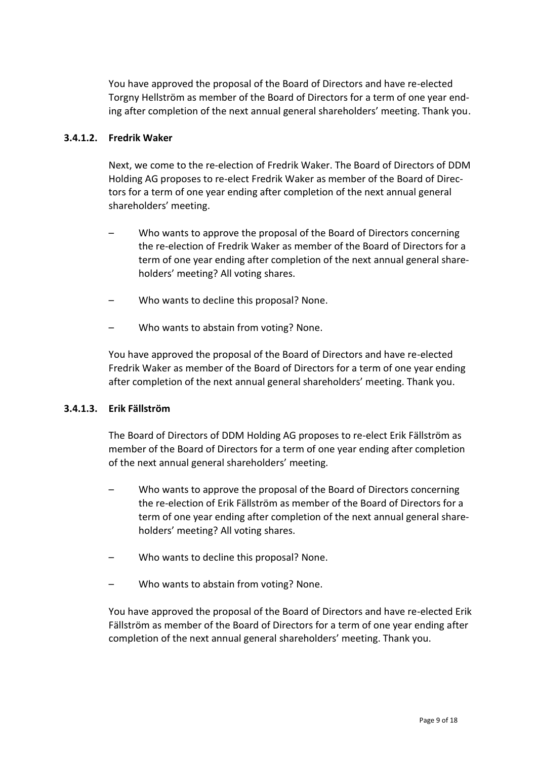You have approved the proposal of the Board of Directors and have re-elected Torgny Hellström as member of the Board of Directors for a term of one year ending after completion of the next annual general shareholders' meeting. Thank you.

#### 3.4.1.2. Fredrik Waker

Next, we come to the re-election of Fredrik Waker. The Board of Directors of DDM Holding AG proposes to re-elect Fredrik Waker as member of the Board of Directors for a term of one year ending after completion of the next annual general shareholders' meeting.

– Who wants to approve the proposal of the Board of Directors concerning the re-election of Fredrik Waker as member of the Board of Directors for a term of one year ending after completion of the next annual general shareholders' meeting? All voting shares.

– Who wants to decline this proposal? None.

– Who wants to abstain from voting? None.

You have approved the proposal of the Board of Directors and have re-elected Fredrik Waker as member of the Board of Directors for a term of one year ending after completion of the next annual general shareholders' meeting. Thank you.

#### 3.4.1.3. Erik Fällström

The Board of Directors of DDM Holding AG proposes to re-elect Erik Fällström as member of the Board of Directors for a term of one year ending after completion of the next annual general shareholders' meeting.

– Who wants to approve the proposal of the Board of Directors concerning the re-election of Erik Fällström as member of the Board of Directors for a term of one year ending after completion of the next annual general shareholders' meeting? All voting shares.

– Who wants to decline this proposal? None.

– Who wants to abstain from voting? None.

You have approved the proposal of the Board of Directors and have re-elected Erik Fällström as member of the Board of Directors for a term of one year ending after completion of the next annual general shareholders' meeting. Thank you.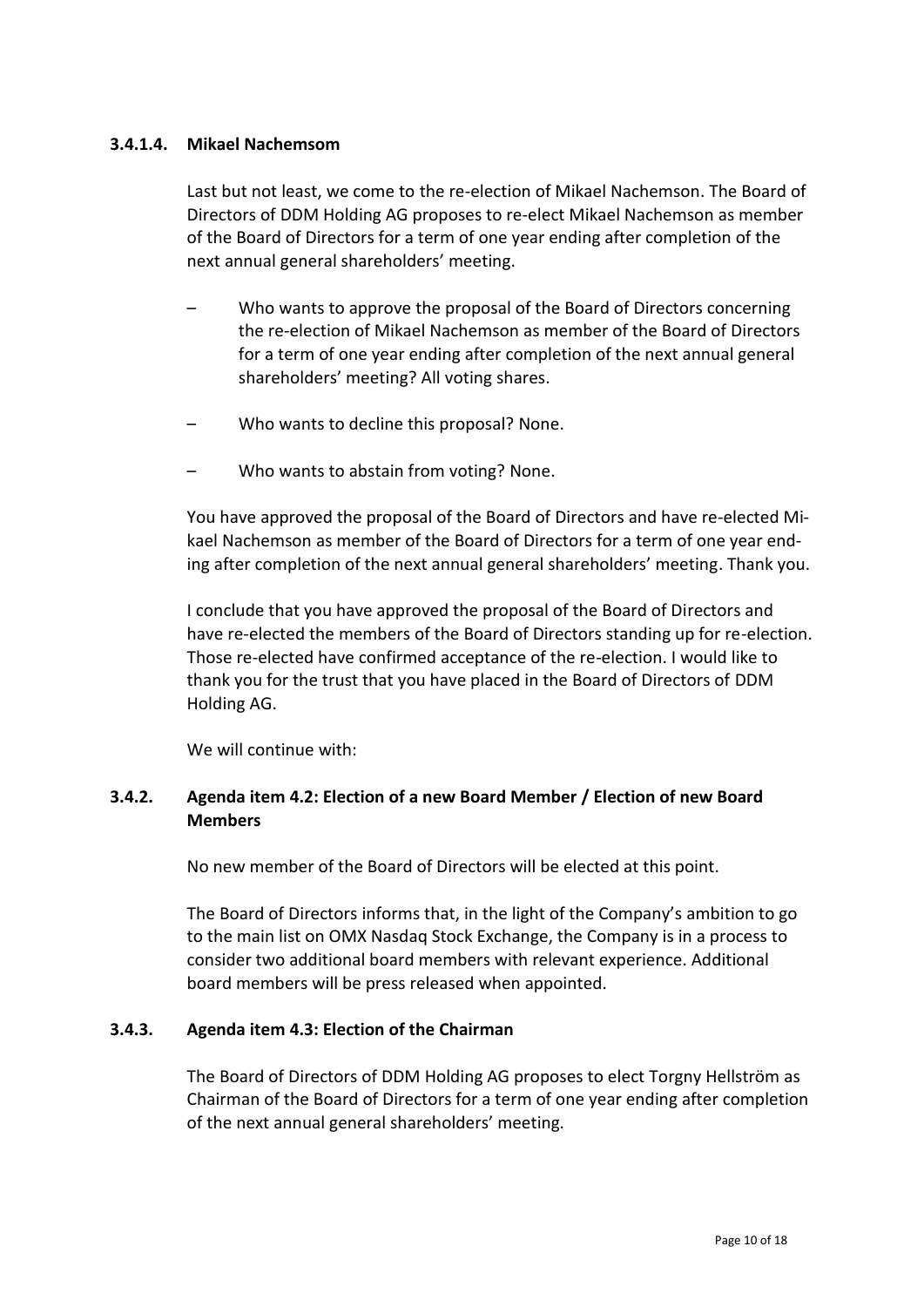#### 3.4.1.4. Mikael Nachemsom

Last but not least, we come to the re-election of Mikael Nachemson. The Board of Directors of DDM Holding AG proposes to re-elect Mikael Nachemson as member of the Board of Directors for a term of one year ending after completion of the next annual general shareholders' meeting.

– Who wants to approve the proposal of the Board of Directors concerning the re-election of Mikael Nachemson as member of the Board of Directors for a term of one year ending after completion of the next annual general shareholders' meeting? All voting shares.

– Who wants to decline this proposal? None.

– Who wants to abstain from voting? None.

You have approved the proposal of the Board of Directors and have re-elected Mikael Nachemson as member of the Board of Directors for a term of one year ending after completion of the next annual general shareholders' meeting. Thank you.

I conclude that you have approved the proposal of the Board of Directors and have re-elected the members of the Board of Directors standing up for re-election. Those re-elected have confirmed acceptance of the re-election. I would like to thank you for the trust that you have placed in the Board of Directors of DDM Holding AG.

We will continue with:

### 3.4.2. Agenda item 4.2: Election of a new Board Member / Election of new Board Members

No new member of the Board of Directors will be elected at this point.

The Board of Directors informs that, in the light of the Company's ambition to go to the main list on OMX Nasdaq Stock Exchange, the Company is in a process to consider two additional board members with relevant experience. Additional board members will be press released when appointed.

### 3.4.3. Agenda item 4.3: Election of the Chairman

The Board of Directors of DDM Holding AG proposes to elect Torgny Hellström as Chairman of the Board of Directors for a term of one year ending after completion of the next annual general shareholders' meeting.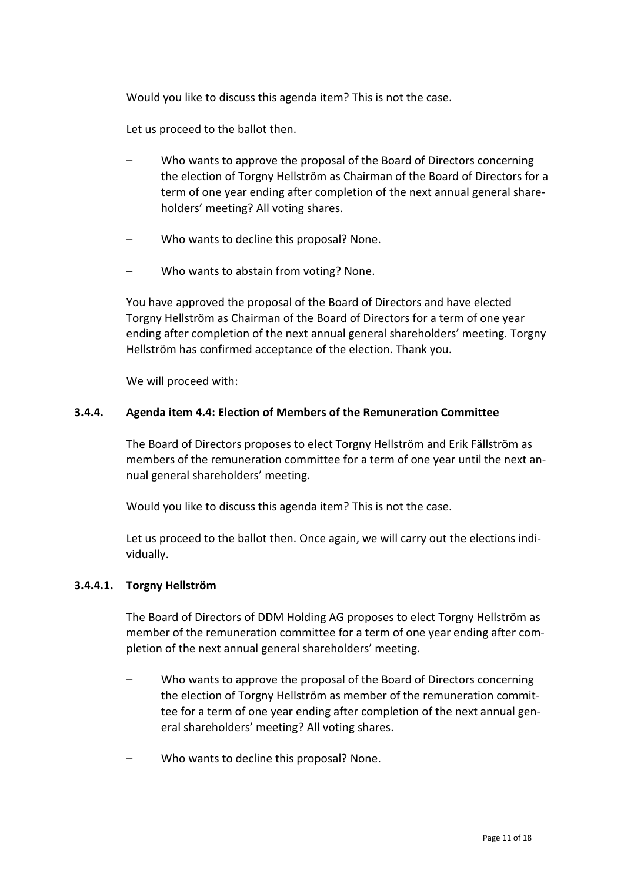Would you like to discuss this agenda item? This is not the case.

Let us proceed to the ballot then.

– Who wants to approve the proposal of the Board of Directors concerning the election of Torgny Hellström as Chairman of the Board of Directors for a term of one year ending after completion of the next annual general shareholders' meeting? All voting shares.

– Who wants to decline this proposal? None.

– Who wants to abstain from voting? None.

You have approved the proposal of the Board of Directors and have elected Torgny Hellström as Chairman of the Board of Directors for a term of one year ending after completion of the next annual general shareholders' meeting. Torgny Hellström has confirmed acceptance of the election. Thank you.

We will proceed with:

### 3.4.4. Agenda item 4.4: Election of Members of the Remuneration Committee

The Board of Directors proposes to elect Torgny Hellström and Erik Fällström as members of the remuneration committee for a term of one year until the next annual general shareholders' meeting.

Would you like to discuss this agenda item? This is not the case.

Let us proceed to the ballot then. Once again, we will carry out the elections individually.

#### 3.4.4.1. Torgny Hellström

The Board of Directors of DDM Holding AG proposes to elect Torgny Hellström as member of the remuneration committee for a term of one year ending after completion of the next annual general shareholders' meeting.

– Who wants to approve the proposal of the Board of Directors concerning the election of Torgny Hellström as member of the remuneration committee for a term of one year ending after completion of the next annual general shareholders' meeting? All voting shares.

– Who wants to decline this proposal? None.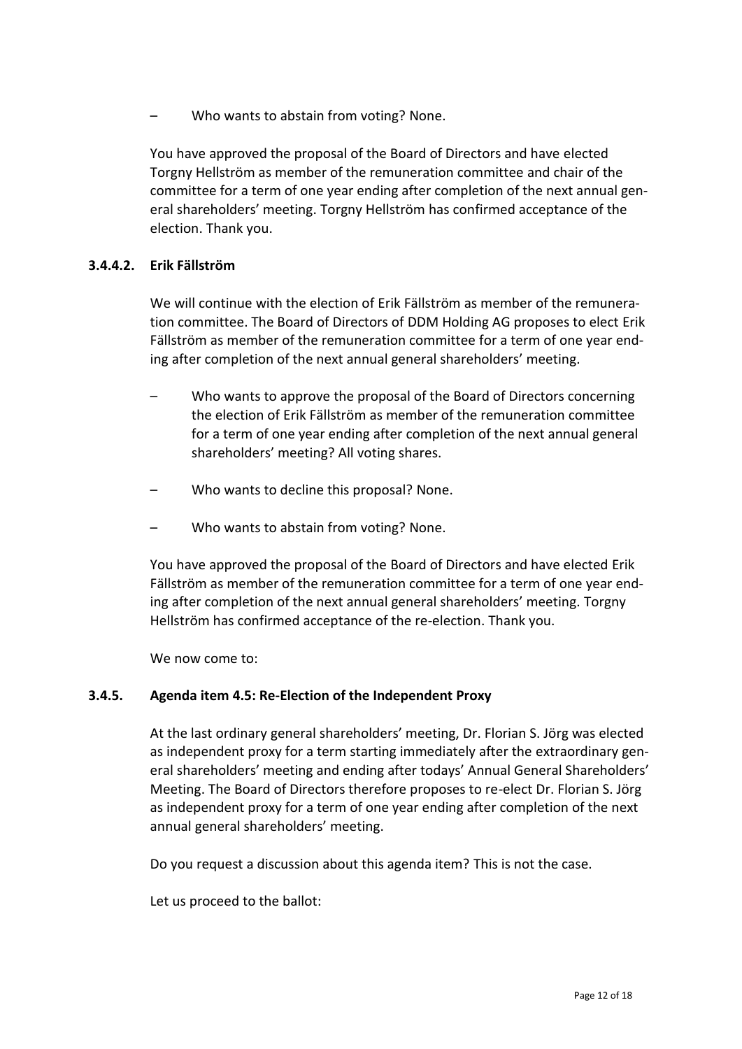– Who wants to abstain from voting? None.

You have approved the proposal of the Board of Directors and have elected Torgny Hellström as member of the remuneration committee and chair of the committee for a term of one year ending after completion of the next annual general shareholders' meeting. Torgny Hellström has confirmed acceptance of the election. Thank you.

#### 3.4.4.2. Erik Fällström

We will continue with the election of Erik Fällström as member of the remuneration committee. The Board of Directors of DDM Holding AG proposes to elect Erik Fällström as member of the remuneration committee for a term of one year ending after completion of the next annual general shareholders' meeting.

– Who wants to approve the proposal of the Board of Directors concerning the election of Erik Fällström as member of the remuneration committee for a term of one year ending after completion of the next annual general shareholders' meeting? All voting shares.

– Who wants to decline this proposal? None.

– Who wants to abstain from voting? None.

You have approved the proposal of the Board of Directors and have elected Erik Fällström as member of the remuneration committee for a term of one year ending after completion of the next annual general shareholders' meeting. Torgny Hellström has confirmed acceptance of the re-election. Thank you.

We now come to:

### 3.4.5. Agenda item 4.5: Re-Election of the Independent Proxy

At the last ordinary general shareholders' meeting, Dr. Florian S. Jörg was elected as independent proxy for a term starting immediately after the extraordinary general shareholders' meeting and ending after todays' Annual General Shareholders' Meeting. The Board of Directors therefore proposes to re-elect Dr. Florian S. Jörg as independent proxy for a term of one year ending after completion of the next annual general shareholders' meeting.

Do you request a discussion about this agenda item? This is not the case.

Let us proceed to the ballot: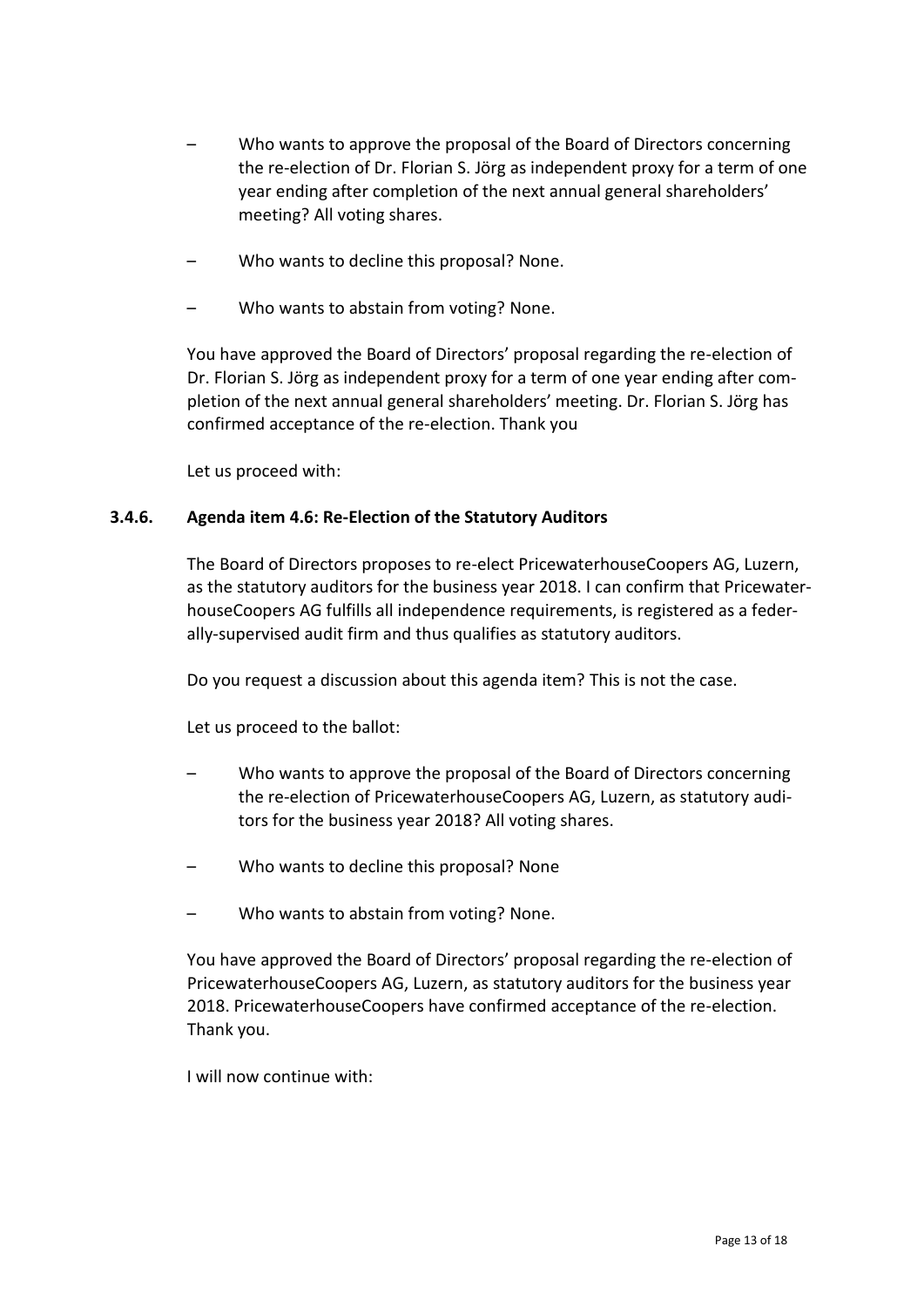– Who wants to approve the proposal of the Board of Directors concerning the re-election of Dr. Florian S. Jörg as independent proxy for a term of one year ending after completion of the next annual general shareholders' meeting? All voting shares.

– Who wants to decline this proposal? None.

– Who wants to abstain from voting? None.

You have approved the Board of Directors' proposal regarding the re-election of Dr. Florian S. Jörg as independent proxy for a term of one year ending after completion of the next annual general shareholders' meeting. Dr. Florian S. Jörg has confirmed acceptance of the re-election. Thank you

Let us proceed with:

### 3.4.6. Agenda item 4.6: Re-Election of the Statutory Auditors

The Board of Directors proposes to re-elect PricewaterhouseCoopers AG, Luzern, as the statutory auditors for the business year 2018. I can confirm that PricewaterhouseCoopers AG fulfills all independence requirements, is registered as a federally-supervised audit firm and thus qualifies as statutory auditors.

Do you request a discussion about this agenda item? This is not the case.

Let us proceed to the ballot:

– Who wants to approve the proposal of the Board of Directors concerning the re-election of PricewaterhouseCoopers AG, Luzern, as statutory auditors for the business year 2018? All voting shares.

– Who wants to decline this proposal? None

– Who wants to abstain from voting? None.

You have approved the Board of Directors' proposal regarding the re-election of PricewaterhouseCoopers AG, Luzern, as statutory auditors for the business year 2018. PricewaterhouseCoopers have confirmed acceptance of the re-election. Thank you.

I will now continue with: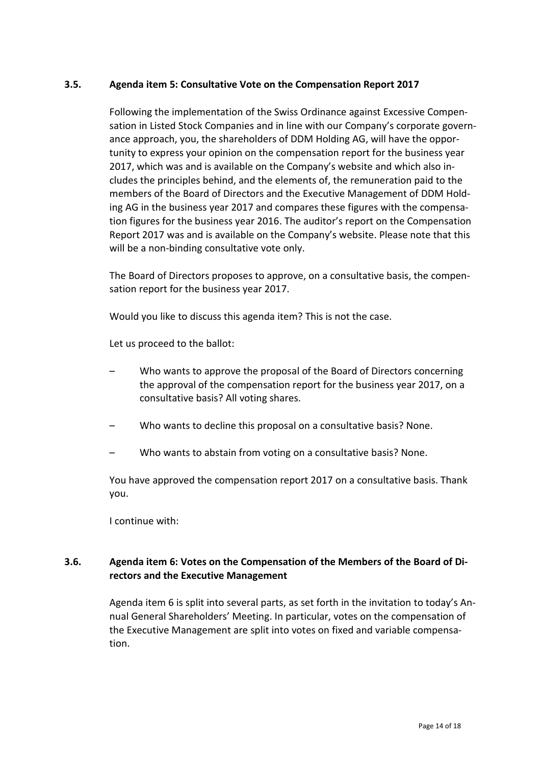### 3.5. Agenda item 5: Consultative Vote on the Compensation Report 2017

Following the implementation of the Swiss Ordinance against Excessive Compensation in Listed Stock Companies and in line with our Company's corporate governance approach, you, the shareholders of DDM Holding AG, will have the opportunity to express your opinion on the compensation report for the business year 2017, which was and is available on the Company's website and which also includes the principles behind, and the elements of, the remuneration paid to the members of the Board of Directors and the Executive Management of DDM Holding AG in the business year 2017 and compares these figures with the compensation figures for the business year 2016. The auditor's report on the Compensation Report 2017 was and is available on the Company's website. Please note that this will be a non-binding consultative vote only.

The Board of Directors proposes to approve, on a consultative basis, the compensation report for the business year 2017.

Would you like to discuss this agenda item? This is not the case.

Let us proceed to the ballot:

- Who wants to approve the proposal of the Board of Directors concerning the approval of the compensation report for the business year 2017, on a consultative basis? All voting shares.
- Who wants to decline this proposal on a consultative basis? None.
- Who wants to abstain from voting on a consultative basis? None.

You have approved the compensation report 2017 on a consultative basis. Thank you.

I continue with:

### 3.6. Agenda item 6: Votes on the Compensation of the Members of the Board of Directors and the Executive Management

Agenda item 6 is split into several parts, as set forth in the invitation to today's Annual General Shareholders' Meeting. In particular, votes on the compensation of the Executive Management are split into votes on fixed and variable compensation.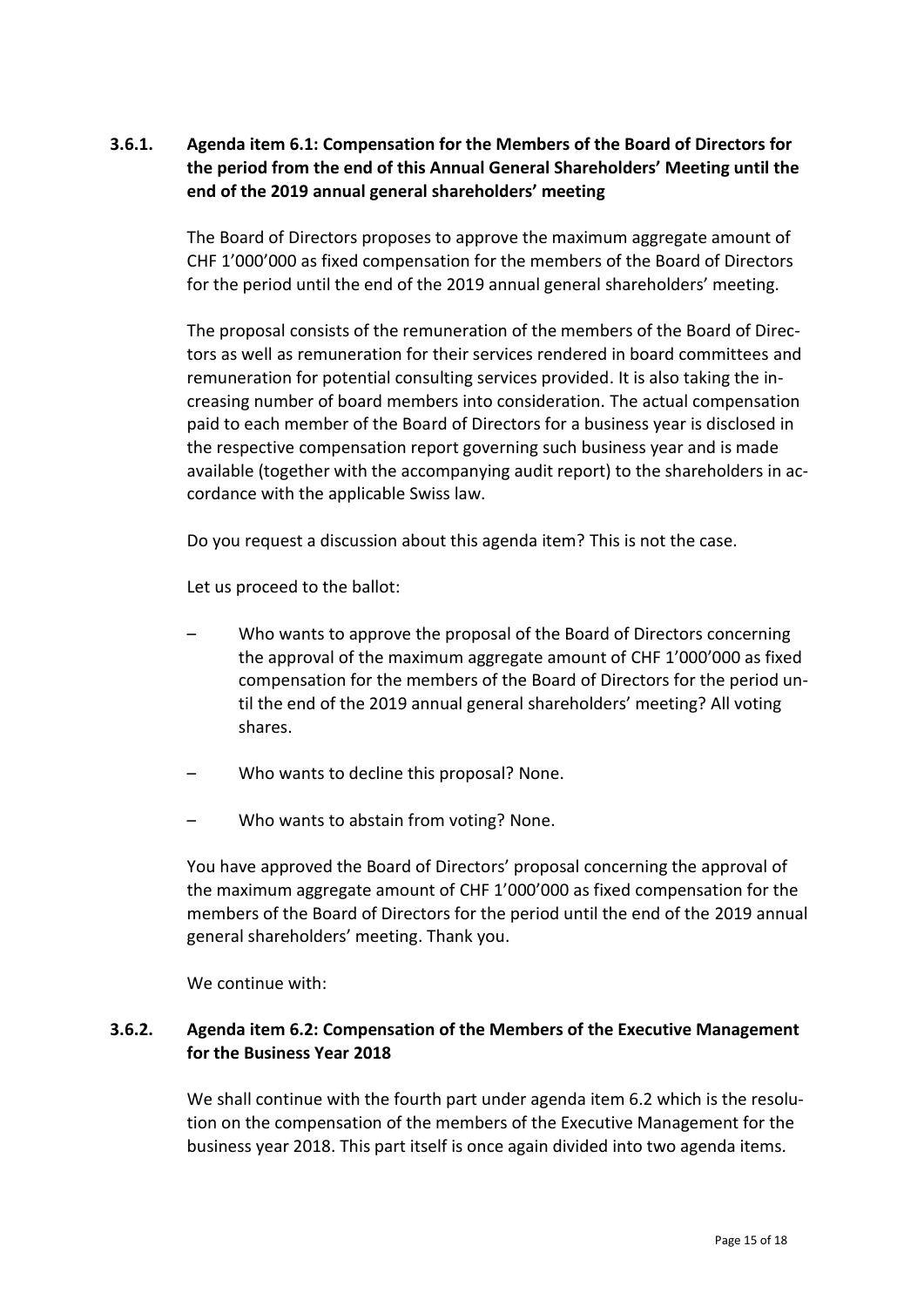### 3.6.1. Agenda item 6.1: Compensation for the Members of the Board of Directors for the period from the end of this Annual General Shareholders' Meeting until the end of the 2019 annual general shareholders' meeting

The Board of Directors proposes to approve the maximum aggregate amount of CHF 1'000'000 as fixed compensation for the members of the Board of Directors for the period until the end of the 2019 annual general shareholders' meeting.

The proposal consists of the remuneration of the members of the Board of Directors as well as remuneration for their services rendered in board committees and remuneration for potential consulting services provided. It is also taking the increasing number of board members into consideration. The actual compensation paid to each member of the Board of Directors for a business year is disclosed in the respective compensation report governing such business year and is made available (together with the accompanying audit report) to the shareholders in accordance with the applicable Swiss law.

Do you request a discussion about this agenda item? This is not the case.

Let us proceed to the ballot:

- Who wants to approve the proposal of the Board of Directors concerning the approval of the maximum aggregate amount of CHF 1'000'000 as fixed compensation for the members of the Board of Directors for the period until the end of the 2019 annual general shareholders' meeting? All voting shares.
- Who wants to decline this proposal? None.
- Who wants to abstain from voting? None.

You have approved the Board of Directors' proposal concerning the approval of the maximum aggregate amount of CHF 1'000'000 as fixed compensation for the members of the Board of Directors for the period until the end of the 2019 annual general shareholders' meeting. Thank you.

We continue with:

### 3.6.2. Agenda item 6.2: Compensation of the Members of the Executive Management for the Business Year 2018

We shall continue with the fourth part under agenda item 6.2 which is the resolution on the compensation of the members of the Executive Management for the business year 2018. This part itself is once again divided into two agenda items.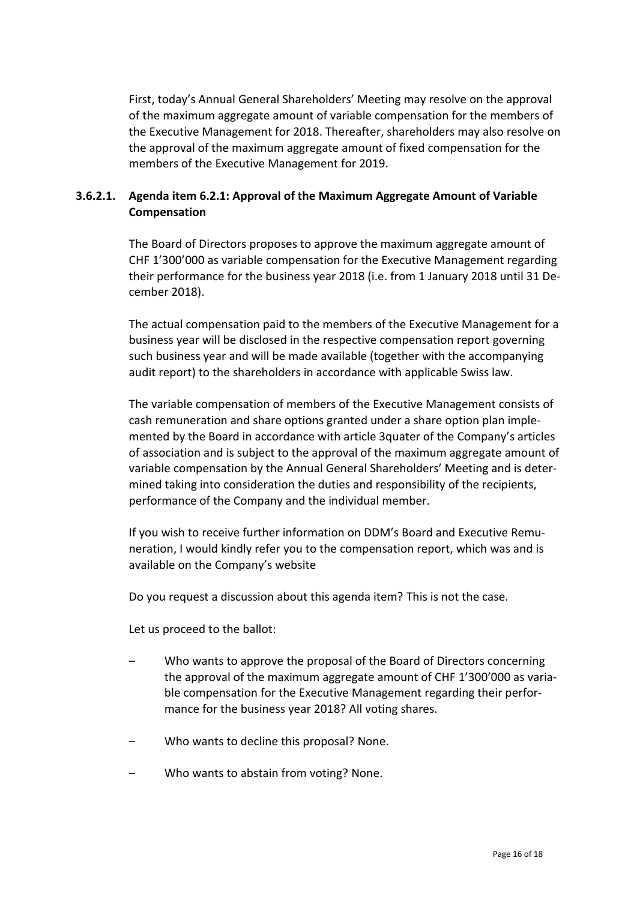First, today’s Annual General Shareholders’ Meeting may resolve on the approval of the maximum aggregate amount of variable compensation for the members of the Executive Management for 2018. Thereafter, shareholders may also resolve on the approval of the maximum aggregate amount of fixed compensation for the members of the Executive Management for 2019.

### 3.6.2.1. Agenda item 6.2.1: Approval of the Maximum Aggregate Amount of Variable Compensation

The Board of Directors proposes to approve the maximum aggregate amount of CHF 1’300’000 as variable compensation for the Executive Management regarding their performance for the business year 2018 (i.e. from 1 January 2018 until 31 December 2018).

The actual compensation paid to the members of the Executive Management for a business year will be disclosed in the respective compensation report governing such business year and will be made available (together with the accompanying audit report) to the shareholders in accordance with applicable Swiss law.

The variable compensation of members of the Executive Management consists of cash remuneration and share options granted under a share option plan implemented by the Board in accordance with article 3quater of the Company’s articles of association and is subject to the approval of the maximum aggregate amount of variable compensation by the Annual General Shareholders’ Meeting and is determined taking into consideration the duties and responsibility of the recipients, performance of the Company and the individual member.

If you wish to receive further information on DDM’s Board and Executive Remuneration, I would kindly refer you to the compensation report, which was and is available on the Company’s website

Do you request a discussion about this agenda item? This is not the case.

Let us proceed to the ballot:

– Who wants to approve the proposal of the Board of Directors concerning the approval of the maximum aggregate amount of CHF 1’300’000 as variable compensation for the Executive Management regarding their performance for the business year 2018? All voting shares.

– Who wants to decline this proposal? None.

– Who wants to abstain from voting? None.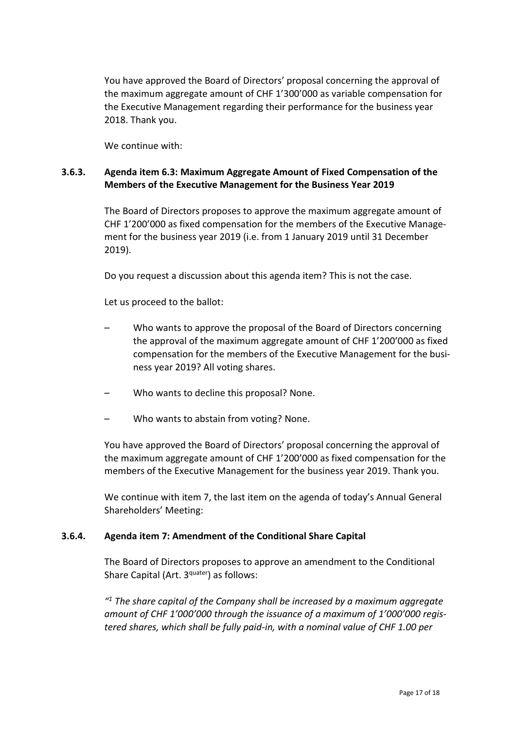You have approved the Board of Directors' proposal concerning the approval of the maximum aggregate amount of CHF 1'300'000 as variable compensation for the Executive Management regarding their performance for the business year 2018. Thank you.

We continue with:

### 3.6.3. Agenda item 6.3: Maximum Aggregate Amount of Fixed Compensation of the Members of the Executive Management for the Business Year 2019

The Board of Directors proposes to approve the maximum aggregate amount of CHF 1'200'000 as fixed compensation for the members of the Executive Management for the business year 2019 (i.e. from 1 January 2019 until 31 December 2019).

Do you request a discussion about this agenda item? This is not the case.

Let us proceed to the ballot:

- Who wants to approve the proposal of the Board of Directors concerning the approval of the maximum aggregate amount of CHF 1'200'000 as fixed compensation for the members of the Executive Management for the business year 2019? All voting shares.
- Who wants to decline this proposal? None.
- Who wants to abstain from voting? None.

You have approved the Board of Directors' proposal concerning the approval of the maximum aggregate amount of CHF 1'200'000 as fixed compensation for the members of the Executive Management for the business year 2019. Thank you.

We continue with item 7, the last item on the agenda of today's Annual General Shareholders' Meeting:

### 3.6.4. Agenda item 7: Amendment of the Conditional Share Capital

The Board of Directors proposes to approve an amendment to the Conditional Share Capital (Art. 3[quater]) as follows:

*"[1] The share capital of the Company shall be increased by a maximum aggregate amount of CHF 1'000'000 through the issuance of a maximum of 1'000'000 registered shares, which shall be fully paid-in, with a nominal value of CHF 1.00 per*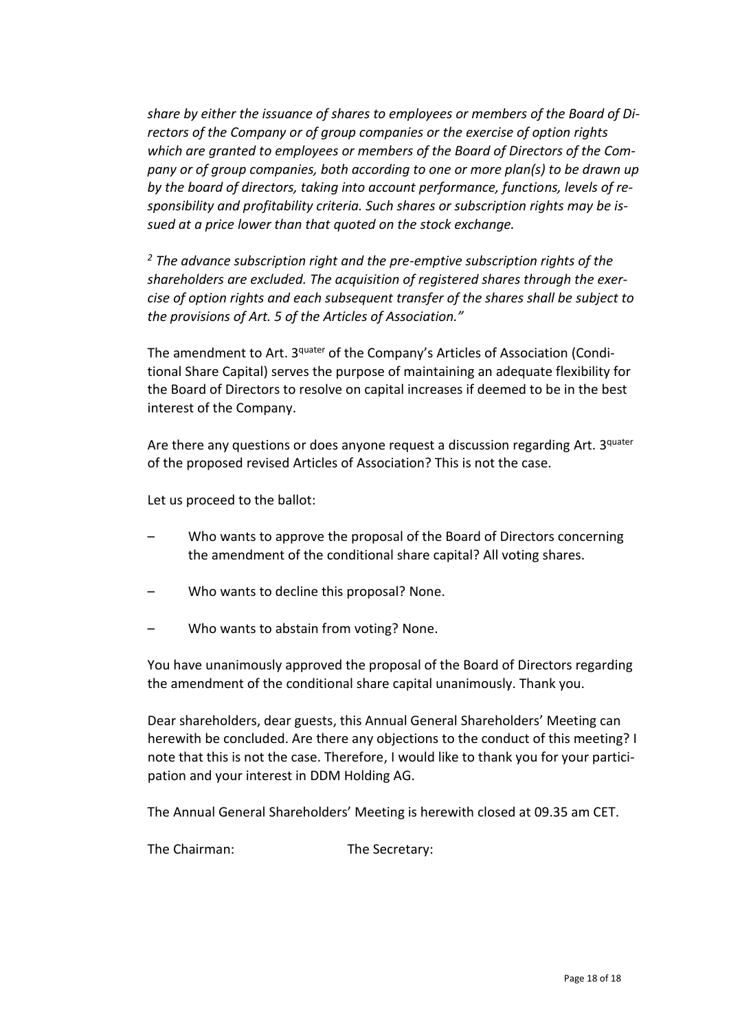*share by either the issuance of shares to employees or members of the Board of Directors of the Company or of group companies or the exercise of option rights which are granted to employees or members of the Board of Directors of the Company or of group companies, both according to one or more plan(s) to be drawn up by the board of directors, taking into account performance, functions, levels of responsibility and profitability criteria. Such shares or subscription rights may be issued at a price lower than that quoted on the stock exchange.*

*[2] The advance subscription right and the pre-emptive subscription rights of the shareholders are excluded. The acquisition of registered shares through the exercise of option rights and each subsequent transfer of the shares shall be subject to the provisions of Art. 5 of the Articles of Association."*

The amendment to Art. 3[quater] of the Company's Articles of Association (Conditional Share Capital) serves the purpose of maintaining an adequate flexibility for the Board of Directors to resolve on capital increases if deemed to be in the best interest of the Company.

Are there any questions or does anyone request a discussion regarding Art. 3[quater] of the proposed revised Articles of Association? This is not the case.

Let us proceed to the ballot:

– Who wants to approve the proposal of the Board of Directors concerning the amendment of the conditional share capital? All voting shares.

– Who wants to decline this proposal? None.

– Who wants to abstain from voting? None.

You have unanimously approved the proposal of the Board of Directors regarding the amendment of the conditional share capital unanimously. Thank you.

Dear shareholders, dear guests, this Annual General Shareholders' Meeting can herewith be concluded. Are there any objections to the conduct of this meeting? I note that this is not the case. Therefore, I would like to thank you for your participation and your interest in DDM Holding AG.

The Annual General Shareholders' Meeting is herewith closed at 09.35 am CET.

The Chairman: The Secretary: